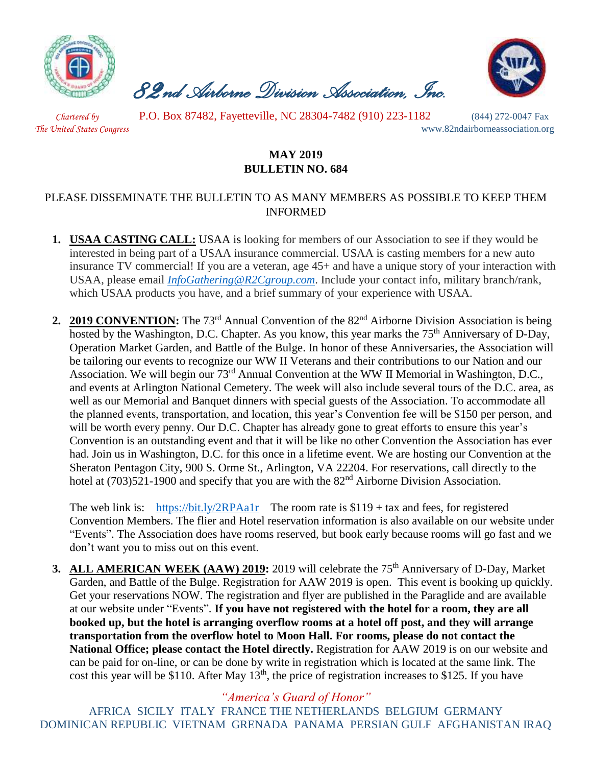# 82nd Airborne Division Association, Inc.

*Chartered by The United States Congress*

P.O. Box 87482, Fayetteville, NC 28304-7482 (910) 223-1182 (844) 272-0047 Fax

www.82ndairborneassociation.org

**MAY 2019**
**BULLETIN NO. 684**

PLEASE DISSEMINATE THE BULLETIN TO AS MANY MEMBERS AS POSSIBLE TO KEEP THEM INFORMED

1. **USAA CASTING CALL:** USAA is looking for members of our Association to see if they would be interested in being part of a USAA insurance commercial. USAA is casting members for a new auto insurance TV commercial! If you are a veteran, age 45+ and have a unique story of your interaction with USAA, please email *InfoGathering@R2Cgroup.com*. Include your contact info, military branch/rank, which USAA products you have, and a brief summary of your experience with USAA.

2. **2019 CONVENTION:** The 73rd Annual Convention of the 82nd Airborne Division Association is being hosted by the Washington, D.C. Chapter. As you know, this year marks the 75th Anniversary of D-Day, Operation Market Garden, and Battle of the Bulge. In honor of these Anniversaries, the Association will be tailoring our events to recognize our WW II Veterans and their contributions to our Nation and our Association. We will begin our 73rd Annual Convention at the WW II Memorial in Washington, D.C., and events at Arlington National Cemetery. The week will also include several tours of the D.C. area, as well as our Memorial and Banquet dinners with special guests of the Association. To accommodate all the planned events, transportation, and location, this year's Convention fee will be $150 per person, and will be worth every penny. Our D.C. Chapter has already gone to great efforts to ensure this year's Convention is an outstanding event and that it will be like no other Convention the Association has ever had. Join us in Washington, D.C. for this once in a lifetime event. We are hosting our Convention at the Sheraton Pentagon City, 900 S. Orme St., Arlington, VA 22204. For reservations, call directly to the hotel at (703)521-1900 and specify that you are with the 82nd Airborne Division Association.

   The web link is: https://bit.ly/2RPAa1r The room rate is $119 + tax and fees, for registered Convention Members. The flier and Hotel reservation information is also available on our website under "Events". The Association does have rooms reserved, but book early because rooms will go fast and we don't want you to miss out on this event.

3. **ALL AMERICAN WEEK (AAW) 2019:** 2019 will celebrate the 75th Anniversary of D-Day, Market Garden, and Battle of the Bulge. Registration for AAW 2019 is open. This event is booking up quickly. Get your reservations NOW. The registration and flyer are published in the Paraglide and are available at our website under "Events". **If you have not registered with the hotel for a room, they are all booked up, but the hotel is arranging overflow rooms at a hotel off post, and they will arrange transportation from the overflow hotel to Moon Hall. For rooms, please do not contact the National Office; please contact the Hotel directly.** Registration for AAW 2019 is on our website and can be paid for on-line, or can be done by write in registration which is located at the same link. The cost this year will be $110. After May 13th, the price of registration increases to $125. If you have

*"America's Guard of Honor"*

AFRICA SICILY ITALY FRANCE THE NETHERLANDS BELGIUM GERMANY DOMINICAN REPUBLIC VIETNAM GRENADA PANAMA PERSIAN GULF AFGHANISTAN IRAQ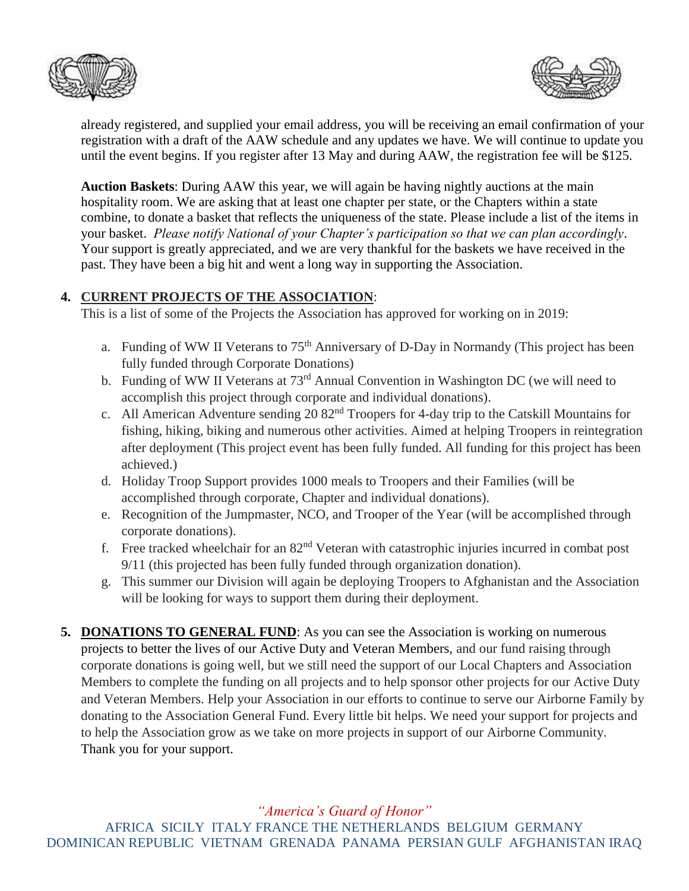already registered, and supplied your email address, you will be receiving an email confirmation of your registration with a draft of the AAW schedule and any updates we have. We will continue to update you until the event begins. If you register after 13 May and during AAW, the registration fee will be $125.

**Auction Baskets**: During AAW this year, we will again be having nightly auctions at the main hospitality room. We are asking that at least one chapter per state, or the Chapters within a state combine, to donate a basket that reflects the uniqueness of the state. Please include a list of the items in your basket. *Please notify National of your Chapter's participation so that we can plan accordingly*. Your support is greatly appreciated, and we are very thankful for the baskets we have received in the past. They have been a big hit and went a long way in supporting the Association.

4. **CURRENT PROJECTS OF THE ASSOCIATION**:
   This is a list of some of the Projects the Association has approved for working on in 2019:

   a. Funding of WW II Veterans to 75th Anniversary of D-Day in Normandy (This project has been fully funded through Corporate Donations)
   b. Funding of WW II Veterans at 73rd Annual Convention in Washington DC (we will need to accomplish this project through corporate and individual donations).
   c. All American Adventure sending 20 82nd Troopers for 4-day trip to the Catskill Mountains for fishing, hiking, biking and numerous other activities. Aimed at helping Troopers in reintegration after deployment (This project event has been fully funded. All funding for this project has been achieved.)
   d. Holiday Troop Support provides 1000 meals to Troopers and their Families (will be accomplished through corporate, Chapter and individual donations).
   e. Recognition of the Jumpmaster, NCO, and Trooper of the Year (will be accomplished through corporate donations).
   f. Free tracked wheelchair for an 82nd Veteran with catastrophic injuries incurred in combat post 9/11 (this projected has been fully funded through organization donation).
   g. This summer our Division will again be deploying Troopers to Afghanistan and the Association will be looking for ways to support them during their deployment.

5. **DONATIONS TO GENERAL FUND**: As you can see the Association is working on numerous projects to better the lives of our Active Duty and Veteran Members, and our fund raising through corporate donations is going well, but we still need the support of our Local Chapters and Association Members to complete the funding on all projects and to help sponsor other projects for our Active Duty and Veteran Members. Help your Association in our efforts to continue to serve our Airborne Family by donating to the Association General Fund. Every little bit helps. We need your support for projects and to help the Association grow as we take on more projects in support of our Airborne Community. Thank you for your support.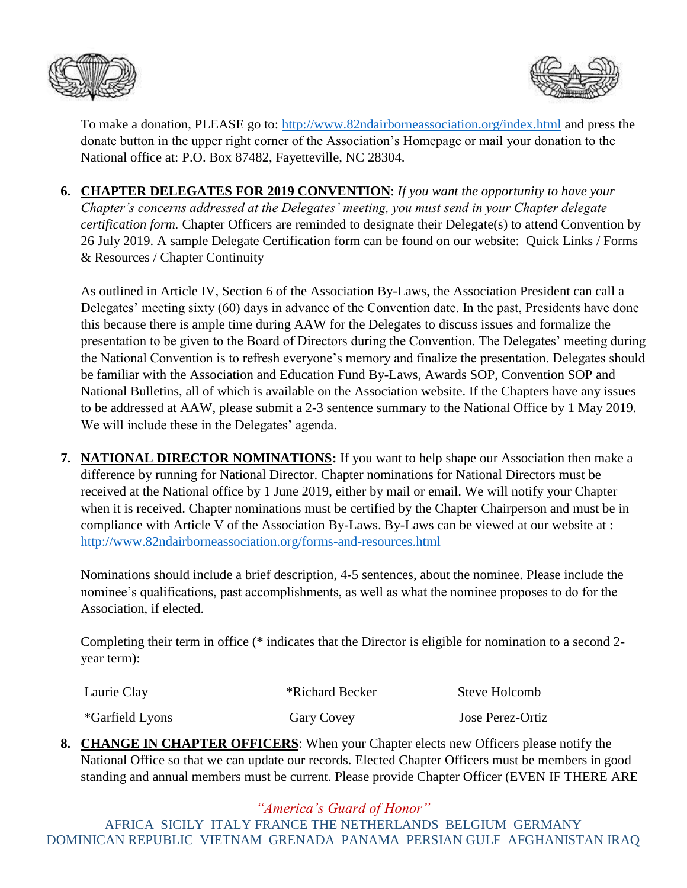To make a donation, PLEASE go to: http://www.82ndairborneassociation.org/index.html and press the donate button in the upper right corner of the Association's Homepage or mail your donation to the National office at: P.O. Box 87482, Fayetteville, NC 28304.

6. **CHAPTER DELEGATES FOR 2019 CONVENTION**: *If you want the opportunity to have your Chapter's concerns addressed at the Delegates' meeting, you must send in your Chapter delegate certification form.* Chapter Officers are reminded to designate their Delegate(s) to attend Convention by 26 July 2019. A sample Delegate Certification form can be found on our website: Quick Links / Forms & Resources / Chapter Continuity

   As outlined in Article IV, Section 6 of the Association By-Laws, the Association President can call a Delegates' meeting sixty (60) days in advance of the Convention date. In the past, Presidents have done this because there is ample time during AAW for the Delegates to discuss issues and formalize the presentation to be given to the Board of Directors during the Convention. The Delegates' meeting during the National Convention is to refresh everyone's memory and finalize the presentation. Delegates should be familiar with the Association and Education Fund By-Laws, Awards SOP, Convention SOP and National Bulletins, all of which is available on the Association website. If the Chapters have any issues to be addressed at AAW, please submit a 2-3 sentence summary to the National Office by 1 May 2019. We will include these in the Delegates' agenda.

7. **NATIONAL DIRECTOR NOMINATIONS:** If you want to help shape our Association then make a difference by running for National Director. Chapter nominations for National Directors must be received at the National office by 1 June 2019, either by mail or email. We will notify your Chapter when it is received. Chapter nominations must be certified by the Chapter Chairperson and must be in compliance with Article V of the Association By-Laws. By-Laws can be viewed at our website at : http://www.82ndairborneassociation.org/forms-and-resources.html

   Nominations should include a brief description, 4-5 sentences, about the nominee. Please include the nominee's qualifications, past accomplishments, as well as what the nominee proposes to do for the Association, if elected.

   Completing their term in office (* indicates that the Director is eligible for nomination to a second 2-year term):

| | | |
|---|---|---|
| Laurie Clay | *Richard Becker | Steve Holcomb |
| *Garfield Lyons | Gary Covey | Jose Perez-Ortiz |

8. **CHANGE IN CHAPTER OFFICERS**: When your Chapter elects new Officers please notify the National Office so that we can update our records. Elected Chapter Officers must be members in good standing and annual members must be current. Please provide Chapter Officer (EVEN IF THERE ARE

*"America's Guard of Honor"*

AFRICA SICILY ITALY FRANCE THE NETHERLANDS BELGIUM GERMANY DOMINICAN REPUBLIC VIETNAM GRENADA PANAMA PERSIAN GULF AFGHANISTAN IRAQ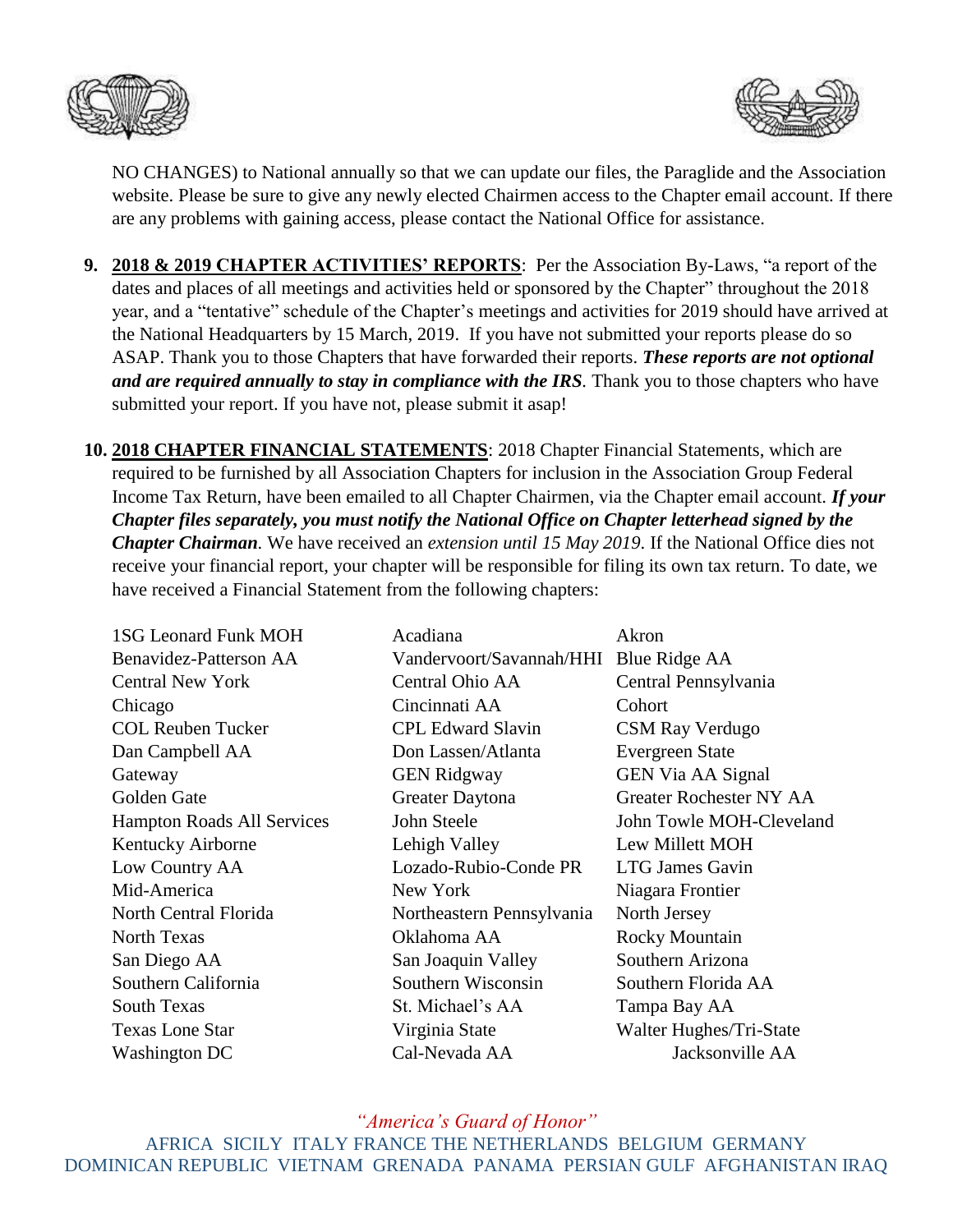NO CHANGES) to National annually so that we can update our files, the Paraglide and the Association website. Please be sure to give any newly elected Chairmen access to the Chapter email account. If there are any problems with gaining access, please contact the National Office for assistance.

9. **<u>2018 & 2019 CHAPTER ACTIVITIES' REPORTS</u>**: Per the Association By-Laws, "a report of the dates and places of all meetings and activities held or sponsored by the Chapter" throughout the 2018 year, and a "tentative" schedule of the Chapter's meetings and activities for 2019 should have arrived at the National Headquarters by 15 March, 2019. If you have not submitted your reports please do so ASAP. Thank you to those Chapters that have forwarded their reports. ***These reports are not optional and are required annually to stay in compliance with the IRS***. Thank you to those chapters who have submitted your report. If you have not, please submit it asap!

10. **<u>2018 CHAPTER FINANCIAL STATEMENTS</u>**: 2018 Chapter Financial Statements, which are required to be furnished by all Association Chapters for inclusion in the Association Group Federal Income Tax Return, have been emailed to all Chapter Chairmen, via the Chapter email account. ***If your Chapter files separately, you must notify the National Office on Chapter letterhead signed by the Chapter Chairman***. We have received an *extension until 15 May 2019*. If the National Office dies not receive your financial report, your chapter will be responsible for filing its own tax return. To date, we have received a Financial Statement from the following chapters:

| | | |
|---|---|---|
| 1SG Leonard Funk MOH | Acadiana | Akron |
| Benavidez-Patterson AA | Vandervoort/Savannah/HHI | Blue Ridge AA |
| Central New York | Central Ohio AA | Central Pennsylvania |
| Chicago | Cincinnati AA | Cohort |
| COL Reuben Tucker | CPL Edward Slavin | CSM Ray Verdugo |
| Dan Campbell AA | Don Lassen/Atlanta | Evergreen State |
| Gateway | GEN Ridgway | GEN Via AA Signal |
| Golden Gate | Greater Daytona | Greater Rochester NY AA |
| Hampton Roads All Services | John Steele | John Towle MOH-Cleveland |
| Kentucky Airborne | Lehigh Valley | Lew Millett MOH |
| Low Country AA | Lozado-Rubio-Conde PR | LTG James Gavin |
| Mid-America | New York | Niagara Frontier |
| North Central Florida | Northeastern Pennsylvania | North Jersey |
| North Texas | Oklahoma AA | Rocky Mountain |
| San Diego AA | San Joaquin Valley | Southern Arizona |
| Southern California | Southern Wisconsin | Southern Florida AA |
| South Texas | St. Michael's AA | Tampa Bay AA |
| Texas Lone Star | Virginia State | Walter Hughes/Tri-State |
| Washington DC | Cal-Nevada AA | Jacksonville AA |

*"America's Guard of Honor"*

AFRICA SICILY ITALY FRANCE THE NETHERLANDS BELGIUM GERMANY DOMINICAN REPUBLIC VIETNAM GRENADA PANAMA PERSIAN GULF AFGHANISTAN IRAQ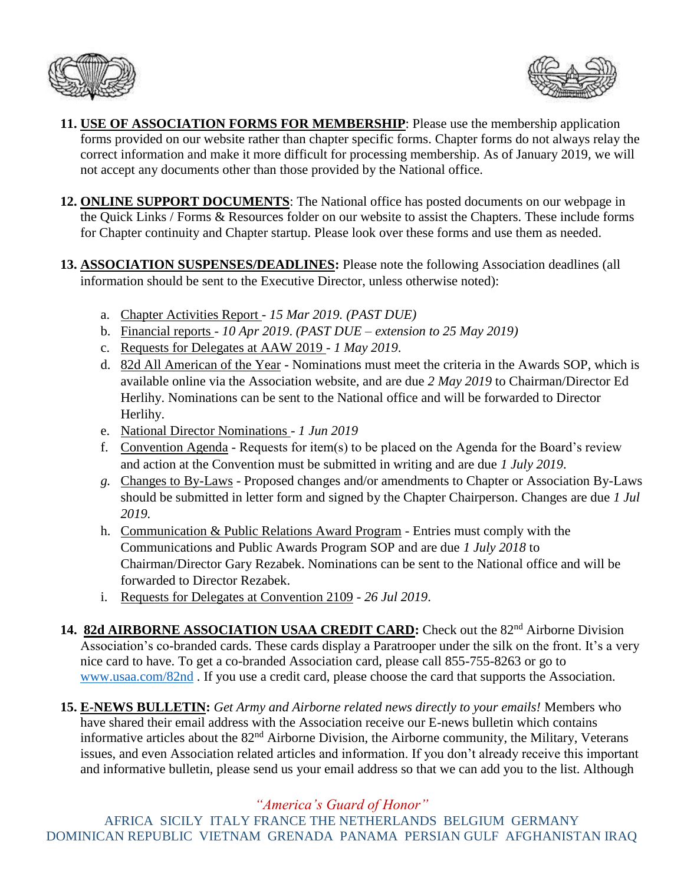11. **USE OF ASSOCIATION FORMS FOR MEMBERSHIP**: Please use the membership application forms provided on our website rather than chapter specific forms. Chapter forms do not always relay the correct information and make it more difficult for processing membership. As of January 2019, we will not accept any documents other than those provided by the National office.

12. **ONLINE SUPPORT DOCUMENTS**: The National office has posted documents on our webpage in the Quick Links / Forms & Resources folder on our website to assist the Chapters. These include forms for Chapter continuity and Chapter startup. Please look over these forms and use them as needed.

13. **ASSOCIATION SUSPENSES/DEADLINES:** Please note the following Association deadlines (all information should be sent to the Executive Director, unless otherwise noted):

    a. Chapter Activities Report - *15 Mar 2019. (PAST DUE)*
    b. Financial reports - *10 Apr 2019*. *(PAST DUE – extension to 25 May 2019)*
    c. Requests for Delegates at AAW 2019 - *1 May 2019*.
    d. 82d All American of the Year - Nominations must meet the criteria in the Awards SOP, which is available online via the Association website, and are due *2 May 2019* to Chairman/Director Ed Herlihy. Nominations can be sent to the National office and will be forwarded to Director Herlihy.
    e. National Director Nominations - *1 Jun 2019*
    f. Convention Agenda - Requests for item(s) to be placed on the Agenda for the Board's review and action at the Convention must be submitted in writing and are due *1 July 2019*.
    g. Changes to By-Laws - Proposed changes and/or amendments to Chapter or Association By-Laws should be submitted in letter form and signed by the Chapter Chairperson. Changes are due *1 Jul 2019.*
    h. Communication & Public Relations Award Program - Entries must comply with the Communications and Public Awards Program SOP and are due *1 July 2018* to Chairman/Director Gary Rezabek. Nominations can be sent to the National office and will be forwarded to Director Rezabek.
    i. Requests for Delegates at Convention 2109 - *26 Jul 2019*.

14. **82d AIRBORNE ASSOCIATION USAA CREDIT CARD:** Check out the 82nd Airborne Division Association's co-branded cards. These cards display a Paratrooper under the silk on the front. It's a very nice card to have. To get a co-branded Association card, please call 855-755-8263 or go to www.usaa.com/82nd . If you use a credit card, please choose the card that supports the Association.

15. **E-NEWS BULLETIN:** *Get Army and Airborne related news directly to your emails!* Members who have shared their email address with the Association receive our E-news bulletin which contains informative articles about the 82nd Airborne Division, the Airborne community, the Military, Veterans issues, and even Association related articles and information. If you don't already receive this important and informative bulletin, please send us your email address so that we can add you to the list. Although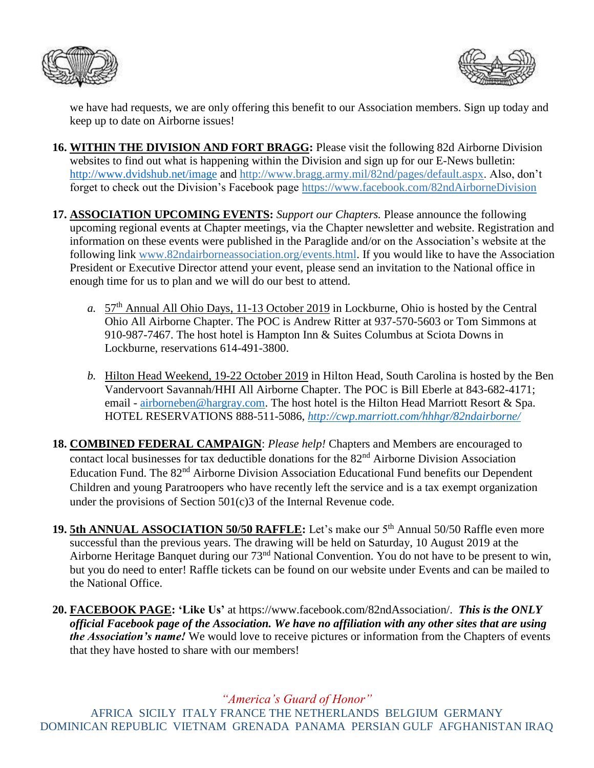we have had requests, we are only offering this benefit to our Association members. Sign up today and keep up to date on Airborne issues!

16. **WITHIN THE DIVISION AND FORT BRAGG:** Please visit the following 82d Airborne Division websites to find out what is happening within the Division and sign up for our E-News bulletin: http://www.dvidshub.net/image and http://www.bragg.army.mil/82nd/pages/default.aspx. Also, don't forget to check out the Division's Facebook page https://www.facebook.com/82ndAirborneDivision

17. **ASSOCIATION UPCOMING EVENTS:** *Support our Chapters.* Please announce the following upcoming regional events at Chapter meetings, via the Chapter newsletter and website. Registration and information on these events were published in the Paraglide and/or on the Association's website at the following link www.82ndairborneassociation.org/events.html. If you would like to have the Association President or Executive Director attend your event, please send an invitation to the National office in enough time for us to plan and we will do our best to attend.

    *a.* 57th Annual All Ohio Days, 11-13 October 2019 in Lockburne, Ohio is hosted by the Central Ohio All Airborne Chapter. The POC is Andrew Ritter at 937-570-5603 or Tom Simmons at 910-987-7467. The host hotel is Hampton Inn & Suites Columbus at Sciota Downs in Lockburne, reservations 614-491-3800.

    *b.* Hilton Head Weekend, 19-22 October 2019 in Hilton Head, South Carolina is hosted by the Ben Vandervoort Savannah/HHI All Airborne Chapter. The POC is Bill Eberle at 843-682-4171; email - airborneben@hargray.com. The host hotel is the Hilton Head Marriott Resort & Spa. HOTEL RESERVATIONS 888-511-5086, *http://cwp.marriott.com/hhhgr/82ndairborne/*

18. **COMBINED FEDERAL CAMPAIGN**: *Please help!* Chapters and Members are encouraged to contact local businesses for tax deductible donations for the 82nd Airborne Division Association Education Fund. The 82nd Airborne Division Association Educational Fund benefits our Dependent Children and young Paratroopers who have recently left the service and is a tax exempt organization under the provisions of Section 501(c)3 of the Internal Revenue code.

19. **5th ANNUAL ASSOCIATION 50/50 RAFFLE:** Let's make our 5th Annual 50/50 Raffle even more successful than the previous years. The drawing will be held on Saturday, 10 August 2019 at the Airborne Heritage Banquet during our 73nd National Convention. You do not have to be present to win, but you do need to enter! Raffle tickets can be found on our website under Events and can be mailed to the National Office.

20. **FACEBOOK PAGE: 'Like Us'** at https://www.facebook.com/82ndAssociation/. ***This is the ONLY official Facebook page of the Association. We have no affiliation with any other sites that are using the Association's name!*** We would love to receive pictures or information from the Chapters of events that they have hosted to share with our members!

*"America's Guard of Honor"*

AFRICA SICILY ITALY FRANCE THE NETHERLANDS BELGIUM GERMANY DOMINICAN REPUBLIC VIETNAM GRENADA PANAMA PERSIAN GULF AFGHANISTAN IRAQ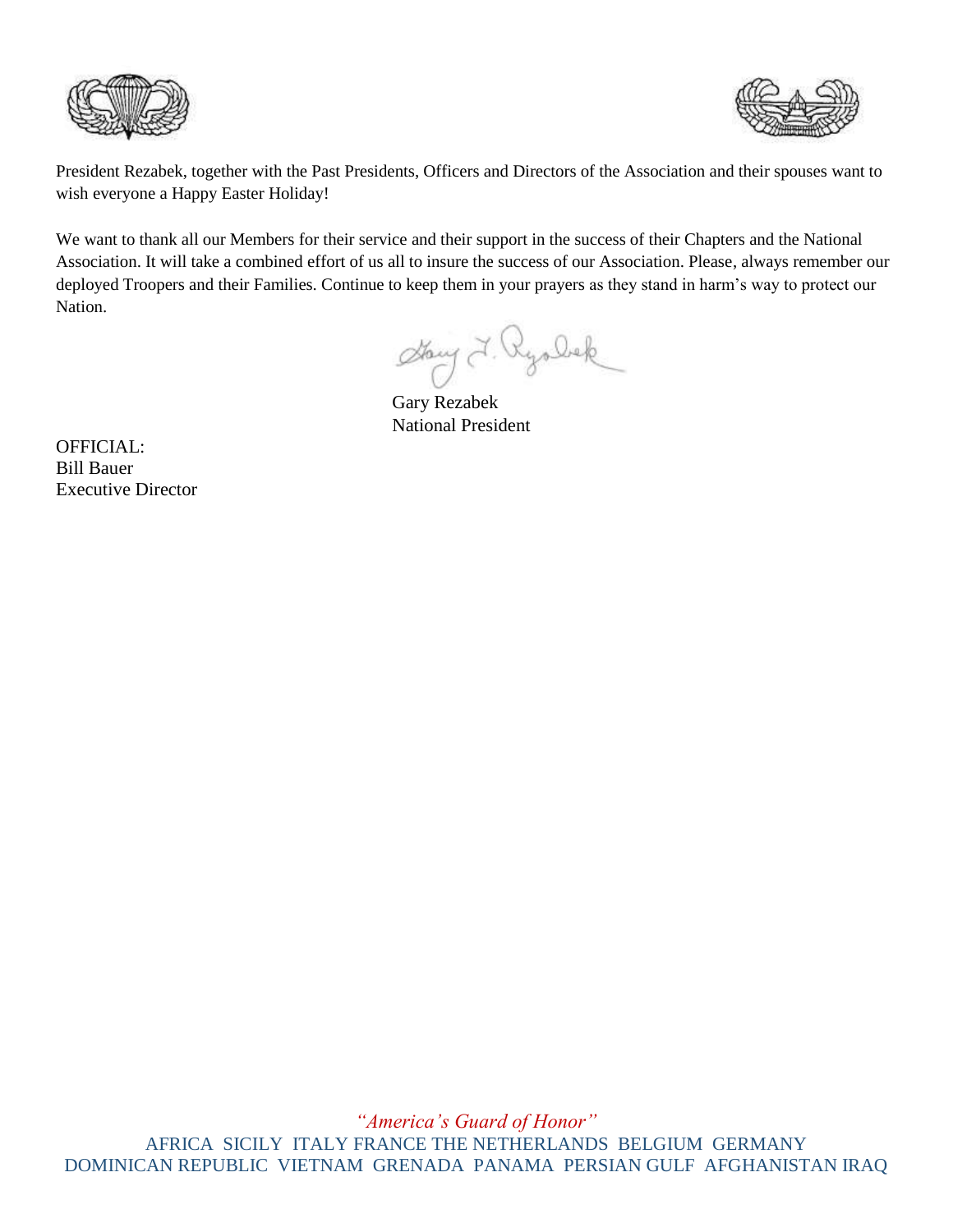President Rezabek, together with the Past Presidents, Officers and Directors of the Association and their spouses want to wish everyone a Happy Easter Holiday!

We want to thank all our Members for their service and their support in the success of their Chapters and the National Association. It will take a combined effort of us all to insure the success of our Association. Please, always remember our deployed Troopers and their Families. Continue to keep them in your prayers as they stand in harm's way to protect our Nation.

Gary Rezabek
National President

OFFICIAL:
Bill Bauer
Executive Director

*"America's Guard of Honor"*

AFRICA SICILY ITALY FRANCE THE NETHERLANDS BELGIUM GERMANY
DOMINICAN REPUBLIC VIETNAM GRENADA PANAMA PERSIAN GULF AFGHANISTAN IRAQ